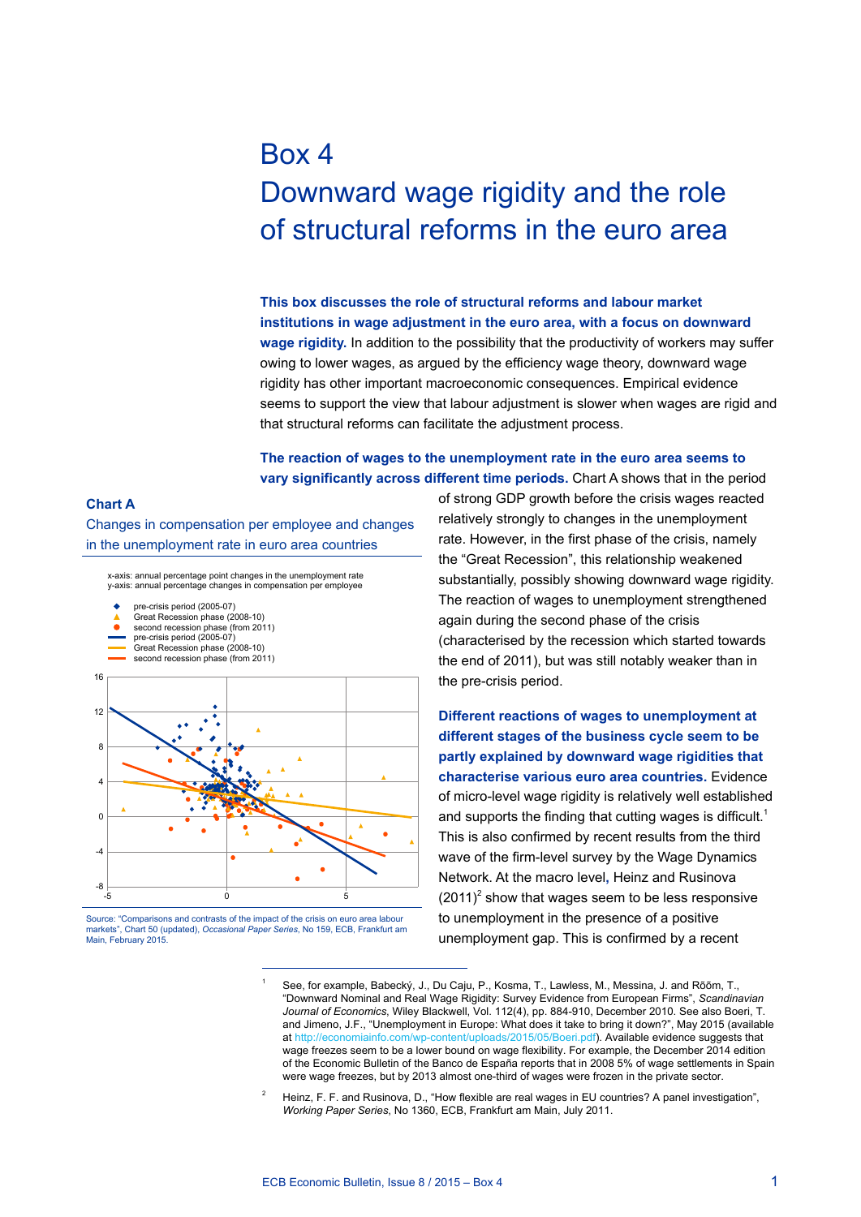# Box 4

# Downward wage rigidity and the role of structural reforms in the euro area

**This box discusses the role of structural reforms and labour market institutions in wage adjustment in the euro area, with a focus on downward wage rigidity.** In addition to the possibility that the productivity of workers may suffer owing to lower wages, as argued by the efficiency wage theory, downward wage rigidity has other important macroeconomic consequences. Empirical evidence seems to support the view that labour adjustment is slower when wages are rigid and that structural reforms can facilitate the adjustment process.

**The reaction of wages to the unemployment rate in the euro area seems to vary significantly across different time periods.** Chart A shows that in the period of strong GDP growth before the crisis wages reacted relatively strongly to changes in the unemployment rate. However, in the first phase of the crisis, namely the "Great Recession", this relationship weakened substantially, possibly showing downward wage rigidity. The reaction of wages to unemployment strengthened again during the second phase of the crisis (characterised by the recession which started towards the end of 2011), but was still notably weaker than in the pre-crisis period.

**Chart A**

Changes in compensation per employee and changes in the unemployment rate in euro area countries

x-axis: annual percentage point changes in the unemployment rate
y-axis: annual percentage changes in compensation per employee

- pre-crisis period (2005-07)
- Great Recession phase (2008-10)
- second recession phase (from 2011)
- pre-crisis period (2005-07)
- Great Recession phase (2008-10)
- second recession phase (from 2011)

Source: "Comparisons and contrasts of the impact of the crisis on euro area labour markets", Chart 50 (updated), *Occasional Paper Series*, No 159, ECB, Frankfurt am Main, February 2015.

**Different reactions of wages to unemployment at different stages of the business cycle seem to be partly explained by downward wage rigidities that characterise various euro area countries.** Evidence of micro-level wage rigidity is relatively well established and supports the finding that cutting wages is difficult.[1] This is also confirmed by recent results from the third wave of the firm-level survey by the Wage Dynamics Network. At the macro level, Heinz and Rusinova (2011)[2] show that wages seem to be less responsive to unemployment in the presence of a positive unemployment gap. This is confirmed by a recent

---

[1] See, for example, Babecký, J., Du Caju, P., Kosma, T., Lawless, M., Messina, J. and Rõõm, T., "Downward Nominal and Real Wage Rigidity: Survey Evidence from European Firms", *Scandinavian Journal of Economics*, Wiley Blackwell, Vol. 112(4), pp. 884-910, December 2010. See also Boeri, T. and Jimeno, J.F., "Unemployment in Europe: What does it take to bring it down?", May 2015 (available at http://economiainfo.com/wp-content/uploads/2015/05/Boeri.pdf). Available evidence suggests that wage freezes seem to be a lower bound on wage flexibility. For example, the December 2014 edition of the Economic Bulletin of the Banco de España reports that in 2008 5% of wage settlements in Spain were wage freezes, but by 2013 almost one-third of wages were frozen in the private sector.

[2] Heinz, F. F. and Rusinova, D., "How flexible are real wages in EU countries? A panel investigation", *Working Paper Series*, No 1360, ECB, Frankfurt am Main, July 2011.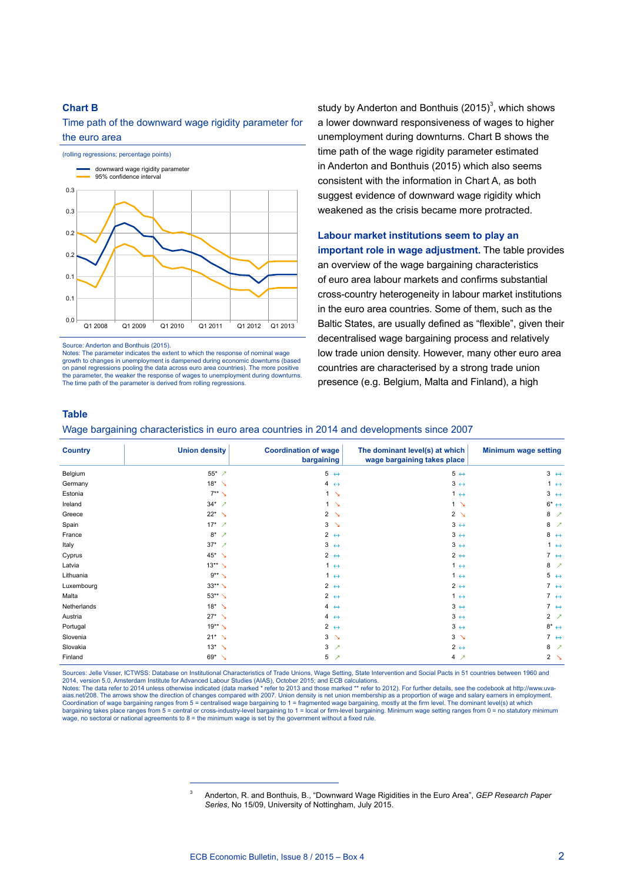**Chart B**

Time path of the downward wage rigidity parameter for the euro area

(rolling regressions; percentage points)

- downward wage rigidity parameter
- 95% confidence interval

Source: Anderton and Bonthuis (2015).
Notes: The parameter indicates the extent to which the response of nominal wage growth to changes in unemployment is dampened during economic downturns (based on panel regressions pooling the data across euro area countries). The more positive the parameter, the weaker the response of wages to unemployment during downturns. The time path of the parameter is derived from rolling regressions.

study by Anderton and Bonthuis (2015)[3], which shows a lower downward responsiveness of wages to higher unemployment during downturns. Chart B shows the time path of the wage rigidity parameter estimated in Anderton and Bonthuis (2015) which also seems consistent with the information in Chart A, as both suggest evidence of downward wage rigidity which weakened as the crisis became more protracted.

**Labour market institutions seem to play an important role in wage adjustment.** The table provides an overview of the wage bargaining characteristics of euro area labour markets and confirms substantial cross-country heterogeneity in labour market institutions in the euro area countries. Some of them, such as the Baltic States, are usually defined as "flexible", given their decentralised wage bargaining process and relatively low trade union density. However, many other euro area countries are characterised by a strong trade union presence (e.g. Belgium, Malta and Finland), a high

**Table**

Wage bargaining characteristics in euro area countries in 2014 and developments since 2007

| Country | Union density | Coordination of wage bargaining | The dominant level(s) at which wage bargaining takes place | Minimum wage setting |
|---|---|---|---|---|
| Belgium | 55* ↗ | 5 ↔ | 5 ↔ | 3 ↔ |
| Germany | 18* ↘ | 4 ↔ | 3 ↔ | 1 ↔ |
| Estonia | 7** ↘ | 1 ↘ | 1 ↔ | 3 ↔ |
| Ireland | 34* ↗ | 1 ↘ | 1 ↘ | 6* ↔ |
| Greece | 22* ↘ | 2 ↘ | 2 ↘ | 8 ↗ |
| Spain | 17* ↗ | 3 ↘ | 3 ↔ | 8 ↗ |
| France | 8* ↗ | 2 ↔ | 3 ↔ | 8 ↔ |
| Italy | 37* ↗ | 3 ↔ | 3 ↔ | 1 ↔ |
| Cyprus | 45* ↘ | 2 ↔ | 2 ↔ | 7 ↔ |
| Latvia | 13** ↘ | 1 ↔ | 1 ↔ | 8 ↗ |
| Lithuania | 9** ↘ | 1 ↔ | 1 ↔ | 5 ↔ |
| Luxembourg | 33** ↘ | 2 ↔ | 2 ↔ | 7 ↔ |
| Malta | 53** ↘ | 2 ↔ | 1 ↔ | 7 ↔ |
| Netherlands | 18* ↘ | 4 ↔ | 3 ↔ | 7 ↔ |
| Austria | 27* ↘ | 4 ↔ | 3 ↔ | 2 ↗ |
| Portugal | 19** ↘ | 2 ↔ | 3 ↔ | 8* ↔ |
| Slovenia | 21* ↘ | 3 ↘ | 3 ↘ | 7 ↔ |
| Slovakia | 13* ↘ | 3 ↗ | 2 ↔ | 8 ↗ |
| Finland | 69* ↘ | 5 ↗ | 4 ↗ | 2 ↘ |

Sources: Jelle Visser, ICTWSS: Database on Institutional Characteristics of Trade Unions, Wage Setting, State Intervention and Social Pacts in 51 countries between 1960 and 2014, version 5.0, Amsterdam Institute for Advanced Labour Studies (AIAS), October 2015; and ECB calculations.
Notes: The data refer to 2014 unless otherwise indicated (data marked * refer to 2013 and those marked ** refer to 2012). For further details, see the codebook at http://www.uva-aias.net/208. The arrows show the direction of changes compared with 2007. Union density is net union membership as a proportion of wage and salary earners in employment. Coordination of wage bargaining ranges from 5 = centralised wage bargaining to 1 = fragmented wage bargaining, mostly at the firm level. The dominant level(s) at which bargaining takes place ranges from 5 = central or cross-industry-level bargaining to 1 = local or firm-level bargaining. Minimum wage setting ranges from 0 = no statutory minimum wage, no sectoral or national agreements to 8 = the minimum wage is set by the government without a fixed rule.

[3] Anderton, R. and Bonthuis, B., "Downward Wage Rigidities in the Euro Area", *GEP Research Paper Series*, No 15/09, University of Nottingham, July 2015.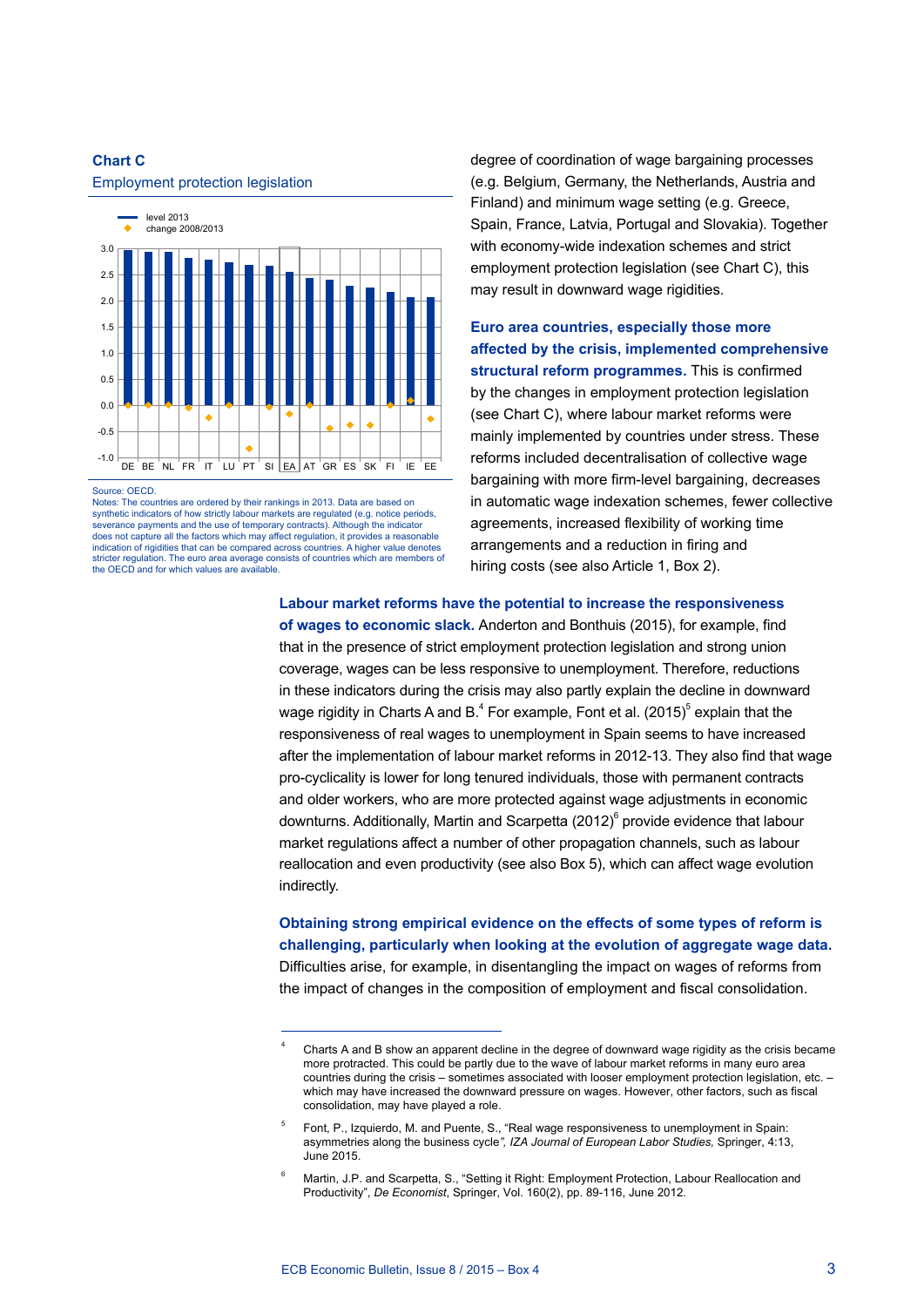**Chart C**
Employment protection legislation

Source: OECD.
Notes: The countries are ordered by their rankings in 2013. Data are based on synthetic indicators of how strictly labour markets are regulated (e.g. notice periods, severance payments and the use of temporary contracts). Although the indicator does not capture all the factors which may affect regulation, it provides a reasonable indication of rigidities that can be compared across countries. A higher value denotes stricter regulation. The euro area average consists of countries which are members of the OECD and for which values are available.

degree of coordination of wage bargaining processes (e.g. Belgium, Germany, the Netherlands, Austria and Finland) and minimum wage setting (e.g. Greece, Spain, France, Latvia, Portugal and Slovakia). Together with economy-wide indexation schemes and strict employment protection legislation (see Chart C), this may result in downward wage rigidities.

**Euro area countries, especially those more affected by the crisis, implemented comprehensive structural reform programmes.** This is confirmed by the changes in employment protection legislation (see Chart C), where labour market reforms were mainly implemented by countries under stress. These reforms included decentralisation of collective wage bargaining with more firm-level bargaining, decreases in automatic wage indexation schemes, fewer collective agreements, increased flexibility of working time arrangements and a reduction in firing and hiring costs (see also Article 1, Box 2).

**Labour market reforms have the potential to increase the responsiveness of wages to economic slack.** Anderton and Bonthuis (2015), for example, find that in the presence of strict employment protection legislation and strong union coverage, wages can be less responsive to unemployment. Therefore, reductions in these indicators during the crisis may also partly explain the decline in downward wage rigidity in Charts A and B.[4] For example, Font et al. (2015)[5] explain that the responsiveness of real wages to unemployment in Spain seems to have increased after the implementation of labour market reforms in 2012-13. They also find that wage pro-cyclicality is lower for long tenured individuals, those with permanent contracts and older workers, who are more protected against wage adjustments in economic downturns. Additionally, Martin and Scarpetta (2012)[6] provide evidence that labour market regulations affect a number of other propagation channels, such as labour reallocation and even productivity (see also Box 5), which can affect wage evolution indirectly.

**Obtaining strong empirical evidence on the effects of some types of reform is challenging, particularly when looking at the evolution of aggregate wage data.** Difficulties arise, for example, in disentangling the impact on wages of reforms from the impact of changes in the composition of employment and fiscal consolidation.

---

[4] Charts A and B show an apparent decline in the degree of downward wage rigidity as the crisis became more protracted. This could be partly due to the wave of labour market reforms in many euro area countries during the crisis – sometimes associated with looser employment protection legislation, etc. – which may have increased the downward pressure on wages. However, other factors, such as fiscal consolidation, may have played a role.

[5] Font, P., Izquierdo, M. and Puente, S., "Real wage responsiveness to unemployment in Spain: asymmetries along the business cycle", *IZA Journal of European Labor Studies,* Springer, 4:13, June 2015.

[6] Martin, J.P. and Scarpetta, S., "Setting it Right: Employment Protection, Labour Reallocation and Productivity", *De Economist*, Springer, Vol. 160(2), pp. 89-116, June 2012.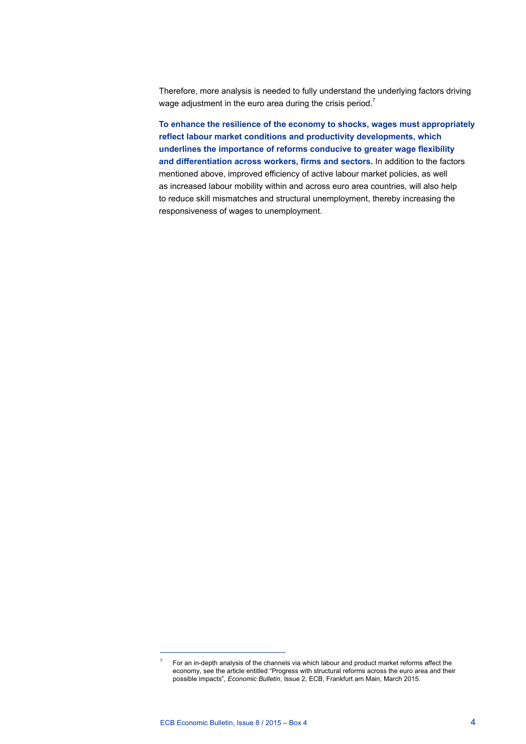Therefore, more analysis is needed to fully understand the underlying factors driving wage adjustment in the euro area during the crisis period.[7]

**To enhance the resilience of the economy to shocks, wages must appropriately reflect labour market conditions and productivity developments, which underlines the importance of reforms conducive to greater wage flexibility and differentiation across workers, firms and sectors.** In addition to the factors mentioned above, improved efficiency of active labour market policies, as well as increased labour mobility within and across euro area countries, will also help to reduce skill mismatches and structural unemployment, thereby increasing the responsiveness of wages to unemployment.

---

[7] For an in-depth analysis of the channels via which labour and product market reforms affect the economy, see the article entitled "Progress with structural reforms across the euro area and their possible impacts", *Economic Bulletin*, Issue 2, ECB, Frankfurt am Main, March 2015.